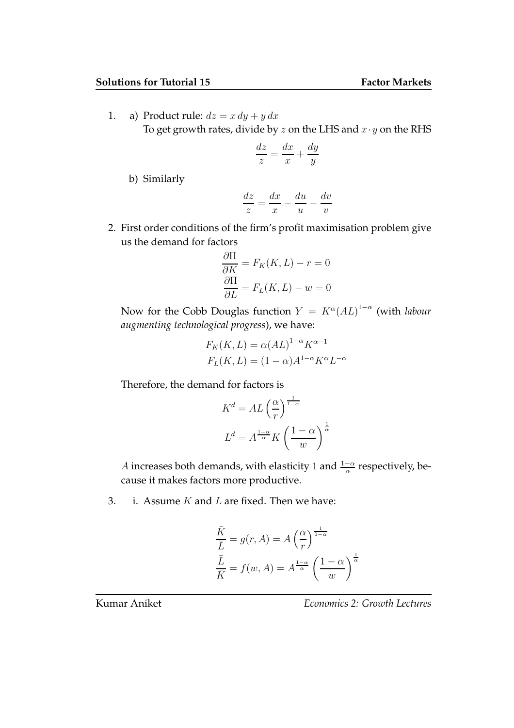1. a) Product rule: $dz = x\,dy + y\,dx$
   To get growth rates, divide by $z$ on the LHS and $x \cdot y$ on the RHS

$$\frac{dz}{z} = \frac{dx}{x} + \frac{dy}{y}$$

   b) Similarly

$$\frac{dz}{z} = \frac{dx}{x} - \frac{du}{u} - \frac{dv}{v}$$

2. First order conditions of the firm's profit maximisation problem give us the demand for factors

$$\frac{\partial \Pi}{\partial K} = F_K(K, L) - r = 0$$
$$\frac{\partial \Pi}{\partial L} = F_L(K, L) - w = 0$$

Now for the Cobb Douglas function $Y = K^{\alpha}(AL)^{1-\alpha}$ (with *labour augmenting technological progress*), we have:

$$F_K(K, L) = \alpha (AL)^{1-\alpha} K^{\alpha - 1}$$
$$F_L(K, L) = (1-\alpha) A^{1-\alpha} K^{\alpha} L^{-\alpha}$$

Therefore, the demand for factors is

$$K^d = AL\left(\frac{\alpha}{r}\right)^{\frac{1}{1-\alpha}}$$
$$L^d = A^{\frac{1-\alpha}{\alpha}} K \left(\frac{1-\alpha}{w}\right)^{\frac{1}{\alpha}}$$

$A$ increases both demands, with elasticity $1$ and $\frac{1-\alpha}{\alpha}$ respectively, because it makes factors more productive.

3. i. Assume $K$ and $L$ are fixed. Then we have:

$$\frac{\bar{K}}{\bar{L}} = g(r, A) = A\left(\frac{\alpha}{r}\right)^{\frac{1}{1-\alpha}}$$
$$\frac{\bar{L}}{\bar{K}} = f(w, A) = A^{\frac{1-\alpha}{\alpha}}\left(\frac{1-\alpha}{w}\right)^{\frac{1}{\alpha}}$$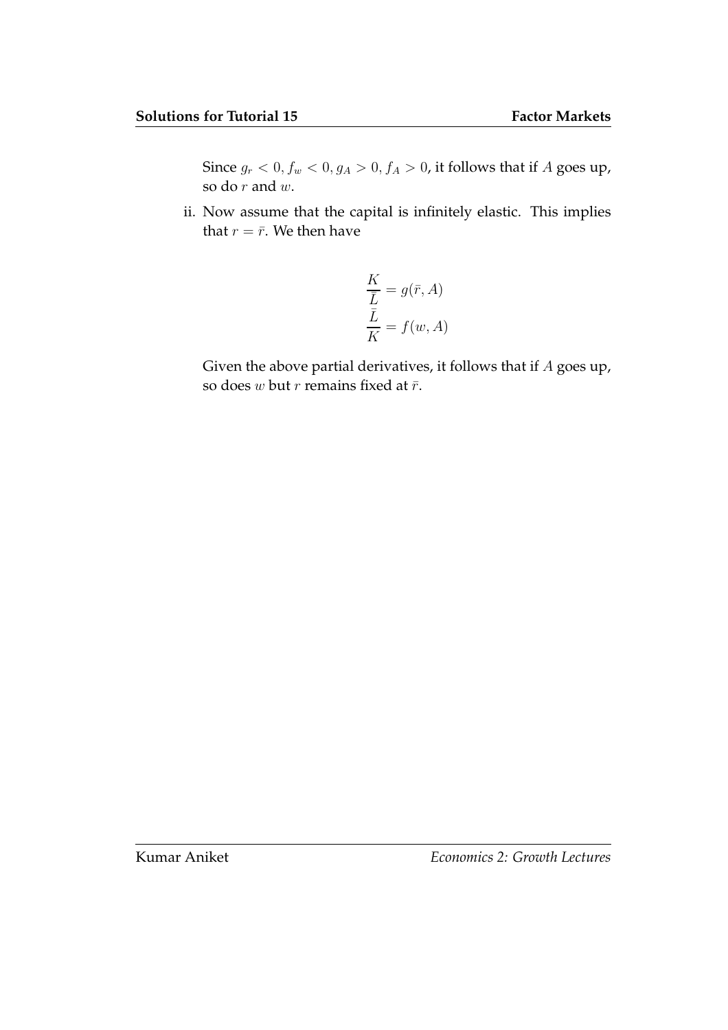Since $g_r < 0, f_w < 0, g_A > 0, f_A > 0$, it follows that if $A$ goes up, so do $r$ and $w$.

ii. Now assume that the capital is infinitely elastic. This implies that $r = \bar{r}$. We then have

$$\frac{K}{\bar{L}} = g(\bar{r}, A)$$
$$\frac{\bar{L}}{K} = f(w, A)$$

Given the above partial derivatives, it follows that if $A$ goes up, so does $w$ but $r$ remains fixed at $\bar{r}$.